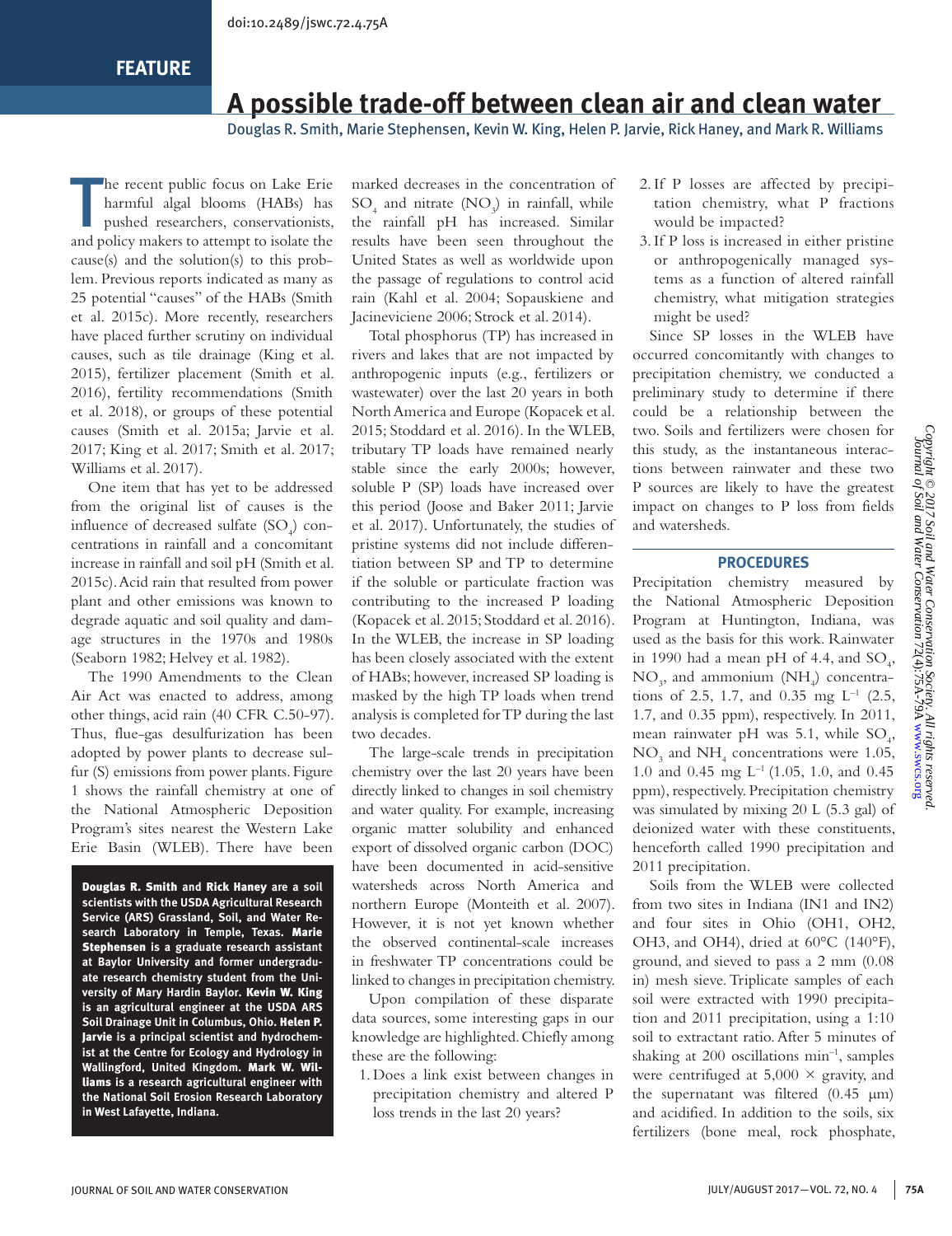doi:10.2489/jswc.72.4.75A

FEATURE

# A possible trade-off between clean air and clean water

Douglas R. Smith, Marie Stephensen, Kevin W. King, Helen P. Jarvie, Rick Haney, and Mark R. Williams

The recent public focus on Lake Erie harmful algal blooms (HABs) has pushed researchers, conservationists, and policy makers to attempt to isolate the cause(s) and the solution(s) to this problem. Previous reports indicated as many as 25 potential "causes" of the HABs (Smith et al. 2015c). More recently, researchers have placed further scrutiny on individual causes, such as tile drainage (King et al. 2015), fertilizer placement (Smith et al. 2016), fertility recommendations (Smith et al. 2018), or groups of these potential causes (Smith et al. 2015a; Jarvie et al. 2017; King et al. 2017; Smith et al. 2017; Williams et al. 2017).

One item that has yet to be addressed from the original list of causes is the influence of decreased sulfate ($SO_4$) concentrations in rainfall and a concomitant increase in rainfall and soil pH (Smith et al. 2015c). Acid rain that resulted from power plant and other emissions was known to degrade aquatic and soil quality and damage structures in the 1970s and 1980s (Seaborn 1982; Helvey et al. 1982).

The 1990 Amendments to the Clean Air Act was enacted to address, among other things, acid rain (40 CFR C.50-97). Thus, flue-gas desulfurization has been adopted by power plants to decrease sulfur (S) emissions from power plants. Figure 1 shows the rainfall chemistry at one of the National Atmospheric Deposition Program's sites nearest the Western Lake Erie Basin (WLEB). There have been marked decreases in the concentration of $SO_4$ and nitrate ($NO_3$) in rainfall, while the rainfall pH has increased. Similar results have been seen throughout the United States as well as worldwide upon the passage of regulations to control acid rain (Kahl et al. 2004; Sopauskiene and Jacineviciene 2006; Strock et al. 2014).

Total phosphorus (TP) has increased in rivers and lakes that are not impacted by anthropogenic inputs (e.g., fertilizers or wastewater) over the last 20 years in both North America and Europe (Kopacek et al. 2015; Stoddard et al. 2016). In the WLEB, tributary TP loads have remained nearly stable since the early 2000s; however, soluble P (SP) loads have increased over this period (Joose and Baker 2011; Jarvie et al. 2017). Unfortunately, the studies of pristine systems did not include differentiation between SP and TP to determine if the soluble or particulate fraction was contributing to the increased P loading (Kopacek et al. 2015; Stoddard et al. 2016). In the WLEB, the increase in SP loading has been closely associated with the extent of HABs; however, increased SP loading is masked by the high TP loads when trend analysis is completed for TP during the last two decades.

The large-scale trends in precipitation chemistry over the last 20 years have been directly linked to changes in soil chemistry and water quality. For example, increasing organic matter solubility and enhanced export of dissolved organic carbon (DOC) have been documented in acid-sensitive watersheds across North America and northern Europe (Monteith et al. 2007). However, it is not yet known whether the observed continental-scale increases in freshwater TP concentrations could be linked to changes in precipitation chemistry.

Upon compilation of these disparate data sources, some interesting gaps in our knowledge are highlighted. Chiefly among these are the following:

1. Does a link exist between changes in precipitation chemistry and altered P loss trends in the last 20 years?
2. If P losses are affected by precipitation chemistry, what P fractions would be impacted?
3. If P loss is increased in either pristine or anthropogenically managed systems as a function of altered rainfall chemistry, what mitigation strategies might be used?

Since SP losses in the WLEB have occurred concomitantly with changes to precipitation chemistry, we conducted a preliminary study to determine if there could be a relationship between the two. Soils and fertilizers were chosen for this study, as the instantaneous interactions between rainwater and these two P sources are likely to have the greatest impact on changes to P loss from fields and watersheds.

**Douglas R. Smith** and **Rick Haney** are a soil scientists with the USDA Agricultural Research Service (ARS) Grassland, Soil, and Water Research Laboratory in Temple, Texas. **Marie Stephensen** is a graduate research assistant at Baylor University and former undergraduate research chemistry student from the University of Mary Hardin Baylor. **Kevin W. King** is an agricultural engineer at the USDA ARS Soil Drainage Unit in Columbus, Ohio. **Helen P. Jarvie** is a principal scientist and hydrochemist at the Centre for Ecology and Hydrology in Wallingford, United Kingdom. **Mark W. Williams** is a research agricultural engineer with the National Soil Erosion Research Laboratory in West Lafayette, Indiana.

## PROCEDURES

Precipitation chemistry measured by the National Atmospheric Deposition Program at Huntington, Indiana, was used as the basis for this work. Rainwater in 1990 had a mean pH of 4.4, and $SO_4$, $NO_3$, and ammonium ($NH_4$) concentrations of 2.5, 1.7, and 0.35 mg $L^{-1}$ (2.5, 1.7, and 0.35 ppm), respectively. In 2011, mean rainwater pH was 5.1, while $SO_4$, $NO_3$ and $NH_4$ concentrations were 1.05, 1.0 and 0.45 mg $L^{-1}$ (1.05, 1.0, and 0.45 ppm), respectively. Precipitation chemistry was simulated by mixing 20 L (5.3 gal) of deionized water with these constituents, henceforth called 1990 precipitation and 2011 precipitation.

Soils from the WLEB were collected from two sites in Indiana (IN1 and IN2) and four sites in Ohio (OH1, OH2, OH3, and OH4), dried at 60°C (140°F), ground, and sieved to pass a 2 mm (0.08 in) mesh sieve. Triplicate samples of each soil were extracted with 1990 precipitation and 2011 precipitation, using a 1:10 soil to extractant ratio. After 5 minutes of shaking at 200 oscillations $min^{-1}$, samples were centrifuged at 5,000 × gravity, and the supernatant was filtered (0.45 µm) and acidified. In addition to the soils, six fertilizers (bone meal, rock phosphate,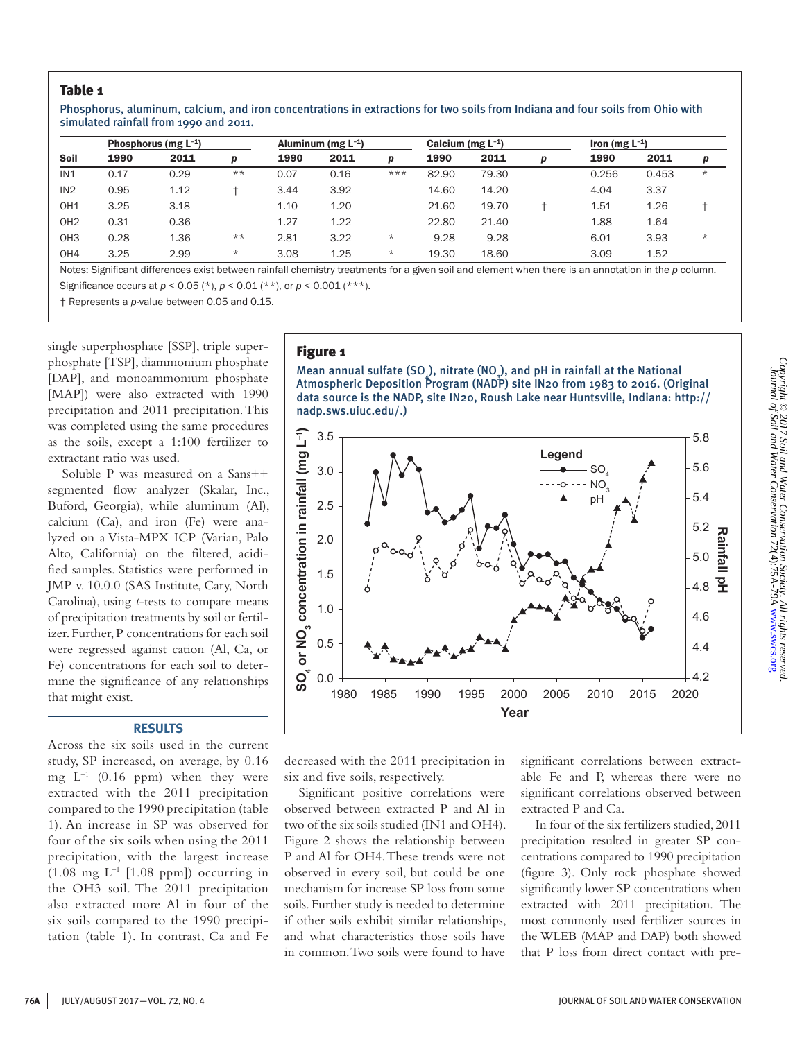**Table 1**

Phosphorus, aluminum, calcium, and iron concentrations in extractions for two soils from Indiana and four soils from Ohio with simulated rainfall from 1990 and 2011.

| | Phosphorus (mg $L^{-1}$) | | | Aluminum (mg $L^{-1}$) | | | Calcium (mg $L^{-1}$) | | | Iron (mg $L^{-1}$) | | |
|---|---|---|---|---|---|---|---|---|---|---|---|---|
| Soil | 1990 | 2011 | *p* | 1990 | 2011 | *p* | 1990 | 2011 | *p* | 1990 | 2011 | *p* |
| IN1 | 0.17 | 0.29 | ** | 0.07 | 0.16 | *** | 82.90 | 79.30 | | 0.256 | 0.453 | * |
| IN2 | 0.95 | 1.12 | † | 3.44 | 3.92 | | 14.60 | 14.20 | | 4.04 | 3.37 | |
| OH1 | 3.25 | 3.18 | | 1.10 | 1.20 | | 21.60 | 19.70 | † | 1.51 | 1.26 | † |
| OH2 | 0.31 | 0.36 | | 1.27 | 1.22 | | 22.80 | 21.40 | | 1.88 | 1.64 | |
| OH3 | 0.28 | 1.36 | ** | 2.81 | 3.22 | * | 9.28 | 9.28 | | 6.01 | 3.93 | * |
| OH4 | 3.25 | 2.99 | * | 3.08 | 1.25 | * | 19.30 | 18.60 | | 3.09 | 1.52 | |

Notes: Significant differences exist between rainfall chemistry treatments for a given soil and element when there is an annotation in the *p* column. Significance occurs at $p < 0.05$ (*), $p < 0.01$ (**), or $p < 0.001$ (***).

† Represents a *p*-value between 0.05 and 0.15.

single superphosphate [SSP], triple superphosphate [TSP], diammonium phosphate [DAP], and monoammonium phosphate [MAP]) were also extracted with 1990 precipitation and 2011 precipitation. This was completed using the same procedures as the soils, except a 1:100 fertilizer to extractant ratio was used.

Soluble P was measured on a Sans++ segmented flow analyzer (Skalar, Inc., Buford, Georgia), while aluminum (Al), calcium (Ca), and iron (Fe) were analyzed on a Vista-MPX ICP (Varian, Palo Alto, California) on the filtered, acidified samples. Statistics were performed in JMP v. 10.0.0 (SAS Institute, Cary, North Carolina), using *t*-tests to compare means of precipitation treatments by soil or fertilizer. Further, P concentrations for each soil were regressed against cation (Al, Ca, or Fe) concentrations for each soil to determine the significance of any relationships that might exist.

**Figure 1**

Mean annual sulfate ($SO_4$), nitrate ($NO_3$), and pH in rainfall at the National Atmospheric Deposition Program (NADP) site IN20 from 1983 to 2016. (Original data source is the NADP, site IN20, Roush Lake near Huntsville, Indiana: http://nadp.sws.uiuc.edu/.)

## RESULTS

Across the six soils used in the current study, SP increased, on average, by 0.16 mg $L^{-1}$ (0.16 ppm) when they were extracted with the 2011 precipitation compared to the 1990 precipitation (table 1). An increase in SP was observed for four of the six soils when using the 2011 precipitation, with the largest increase (1.08 mg $L^{-1}$ [1.08 ppm]) occurring in the OH3 soil. The 2011 precipitation also extracted more Al in four of the six soils compared to the 1990 precipitation (table 1). In contrast, Ca and Fe decreased with the 2011 precipitation in six and five soils, respectively.

Significant positive correlations were observed between extracted P and Al in two of the six soils studied (IN1 and OH4). Figure 2 shows the relationship between P and Al for OH4. These trends were not observed in every soil, but could be one mechanism for increase SP loss from some soils. Further study is needed to determine if other soils exhibit similar relationships, and what characteristics those soils have in common. Two soils were found to have significant correlations between extractable Fe and P, whereas there were no significant correlations observed between extracted P and Ca.

In four of the six fertilizers studied, 2011 precipitation resulted in greater SP concentrations compared to 1990 precipitation (figure 3). Only rock phosphate showed significantly lower SP concentrations when extracted with 2011 precipitation. The most commonly used fertilizer sources in the WLEB (MAP and DAP) both showed that P loss from direct contact with pre-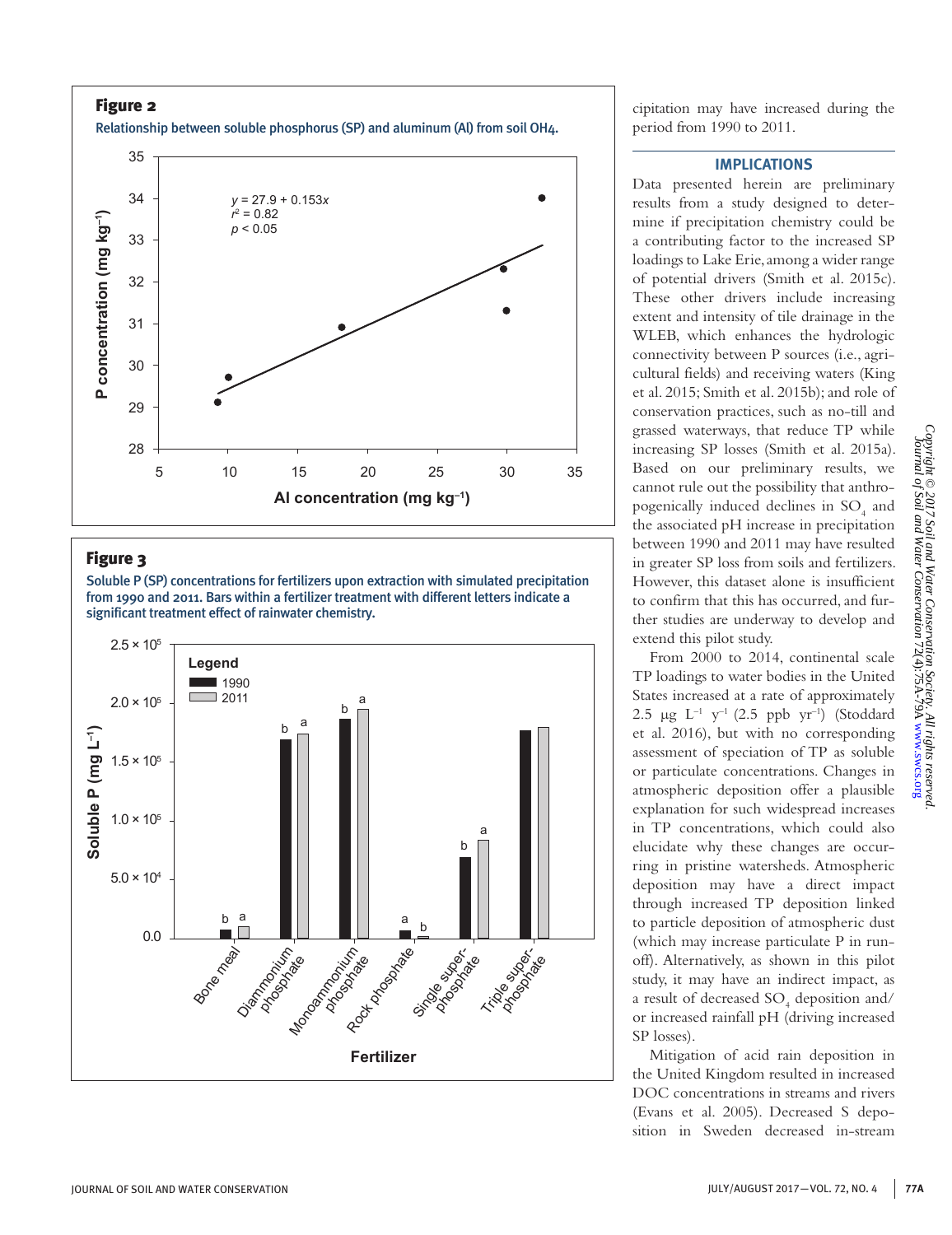**Figure 2**

Relationship between soluble phosphorus (SP) and aluminum (Al) from soil OH4.

**Figure 3**

Soluble P (SP) concentrations for fertilizers upon extraction with simulated precipitation from 1990 and 2011. Bars within a fertilizer treatment with different letters indicate a significant treatment effect of rainwater chemistry.

cipitation may have increased during the period from 1990 to 2011.

## IMPLICATIONS

Data presented herein are preliminary results from a study designed to determine if precipitation chemistry could be a contributing factor to the increased SP loadings to Lake Erie, among a wider range of potential drivers (Smith et al. 2015c). These other drivers include increasing extent and intensity of tile drainage in the WLEB, which enhances the hydrologic connectivity between P sources (i.e., agricultural fields) and receiving waters (King et al. 2015; Smith et al. 2015b); and role of conservation practices, such as no-till and grassed waterways, that reduce TP while increasing SP losses (Smith et al. 2015a). Based on our preliminary results, we cannot rule out the possibility that anthropogenically induced declines in $SO_4$ and the associated pH increase in precipitation between 1990 and 2011 may have resulted in greater SP loss from soils and fertilizers. However, this dataset alone is insufficient to confirm that this has occurred, and further studies are underway to develop and extend this pilot study.

From 2000 to 2014, continental scale TP loadings to water bodies in the United States increased at a rate of approximately 2.5 μg $L^{-1}$ $y^{-1}$ (2.5 ppb $yr^{-1}$) (Stoddard et al. 2016), but with no corresponding assessment of speciation of TP as soluble or particulate concentrations. Changes in atmospheric deposition offer a plausible explanation for such widespread increases in TP concentrations, which could also elucidate why these changes are occurring in pristine watersheds. Atmospheric deposition may have a direct impact through increased TP deposition linked to particle deposition of atmospheric dust (which may increase particulate P in runoff). Alternatively, as shown in this pilot study, it may have an indirect impact, as a result of decreased $SO_4$ deposition and/or increased rainfall pH (driving increased SP losses).

Mitigation of acid rain deposition in the United Kingdom resulted in increased DOC concentrations in streams and rivers (Evans et al. 2005). Decreased S deposition in Sweden decreased in-stream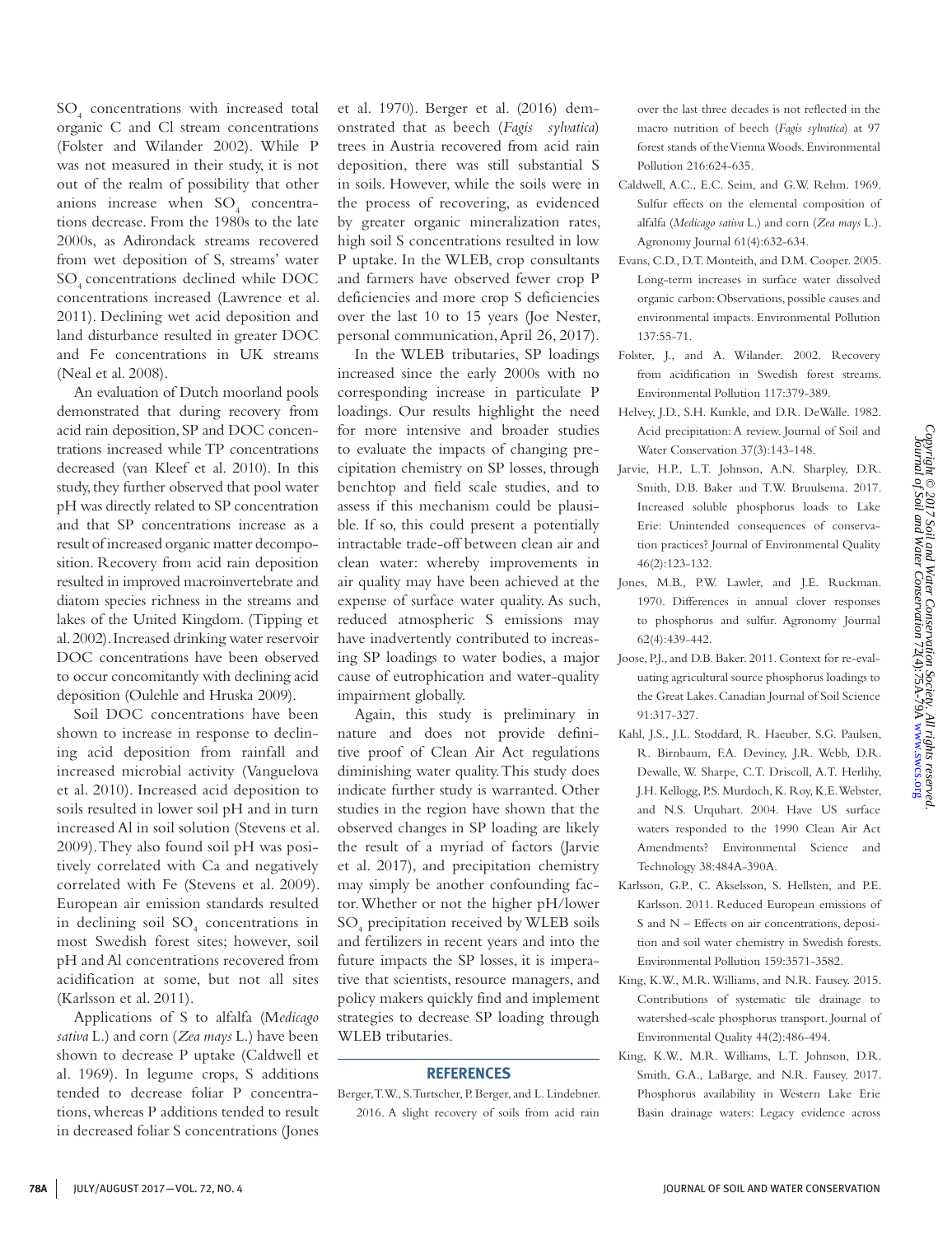$SO_4$ concentrations with increased total organic C and Cl stream concentrations (Folster and Wilander 2002). While P was not measured in their study, it is not out of the realm of possibility that other anions increase when $SO_4$ concentrations decrease. From the 1980s to the late 2000s, as Adirondack streams recovered from wet deposition of S, streams' water $SO_4$ concentrations declined while DOC concentrations increased (Lawrence et al. 2011). Declining wet acid deposition and land disturbance resulted in greater DOC and Fe concentrations in UK streams (Neal et al. 2008).

An evaluation of Dutch moorland pools demonstrated that during recovery from acid rain deposition, SP and DOC concentrations increased while TP concentrations decreased (van Kleef et al. 2010). In this study, they further observed that pool water pH was directly related to SP concentration and that SP concentrations increase as a result of increased organic matter decomposition. Recovery from acid rain deposition resulted in improved macroinvertebrate and diatom species richness in the streams and lakes of the United Kingdom. (Tipping et al. 2002). Increased drinking water reservoir DOC concentrations have been observed to occur concomitantly with declining acid deposition (Oulehle and Hruska 2009).

Soil DOC concentrations have been shown to increase in response to declining acid deposition from rainfall and increased microbial activity (Vanguelova et al. 2010). Increased acid deposition to soils resulted in lower soil pH and in turn increased Al in soil solution (Stevens et al. 2009). They also found soil pH was positively correlated with Ca and negatively correlated with Fe (Stevens et al. 2009). European air emission standards resulted in declining soil $SO_4$ concentrations in most Swedish forest sites; however, soil pH and Al concentrations recovered from acidification at some, but not all sites (Karlsson et al. 2011).

Applications of S to alfalfa (M*edicago sativa* L.) and corn (*Zea mays* L.) have been shown to decrease P uptake (Caldwell et al. 1969). In legume crops, S additions tended to decrease foliar P concentrations, whereas P additions tended to result in decreased foliar S concentrations (Jones et al. 1970). Berger et al. (2016) demonstrated that as beech (*Fagis sylvatica*) trees in Austria recovered from acid rain deposition, there was still substantial S in soils. However, while the soils were in the process of recovering, as evidenced by greater organic mineralization rates, high soil S concentrations resulted in low P uptake. In the WLEB, crop consultants and farmers have observed fewer crop P deficiencies and more crop S deficiencies over the last 10 to 15 years (Joe Nester, personal communication, April 26, 2017).

In the WLEB tributaries, SP loadings increased since the early 2000s with no corresponding increase in particulate P loadings. Our results highlight the need for more intensive and broader studies to evaluate the impacts of changing precipitation chemistry on SP losses, through benchtop and field scale studies, and to assess if this mechanism could be plausible. If so, this could present a potentially intractable trade-off between clean air and clean water: whereby improvements in air quality may have been achieved at the expense of surface water quality. As such, reduced atmospheric S emissions may have inadvertently contributed to increasing SP loadings to water bodies, a major cause of eutrophication and water-quality impairment globally.

Again, this study is preliminary in nature and does not provide definitive proof of Clean Air Act regulations diminishing water quality. This study does indicate further study is warranted. Other studies in the region have shown that the observed changes in SP loading are likely the result of a myriad of factors (Jarvie et al. 2017), and precipitation chemistry may simply be another confounding factor. Whether or not the higher pH/lower $SO_4$ precipitation received by WLEB soils and fertilizers in recent years and into the future impacts the SP losses, it is imperative that scientists, resource managers, and policy makers quickly find and implement strategies to decrease SP loading through WLEB tributaries.

## REFERENCES

Berger, T.W., S. Turtscher, P. Berger, and L. Lindebner. 2016. A slight recovery of soils from acid rain over the last three decades is not reflected in the macro nutrition of beech (*Fagis sylvatica*) at 97 forest stands of the Vienna Woods. Environmental Pollution 216:624-635.

Caldwell, A.C., E.C. Seim, and G.W. Rehm. 1969. Sulfur effects on the elemental composition of alfalfa (*Medicago sativa* L.) and corn (*Zea mays* L.). Agronomy Journal 61(4):632-634.

Evans, C.D., D.T. Monteith, and D.M. Cooper. 2005. Long-term increases in surface water dissolved organic carbon: Observations, possible causes and environmental impacts. Environmental Pollution 137:55-71.

Folster, J., and A. Wilander. 2002. Recovery from acidification in Swedish forest streams. Environmental Pollution 117:379-389.

Helvey, J.D., S.H. Kunkle, and D.R. DeWalle. 1982. Acid precipitation: A review. Journal of Soil and Water Conservation 37(3):143-148.

Jarvie, H.P., L.T. Johnson, A.N. Sharpley, D.R. Smith, D.B. Baker and T.W. Bruulsema. 2017. Increased soluble phosphorus loads to Lake Erie: Unintended consequences of conservation practices? Journal of Environmental Quality 46(2):123-132.

Jones, M.B., P.W. Lawler, and J.E. Ruckman. 1970. Differences in annual clover responses to phosphorus and sulfur. Agronomy Journal 62(4):439-442.

Joose, P.J., and D.B. Baker. 2011. Context for re-evaluating agricultural source phosphorus loadings to the Great Lakes. Canadian Journal of Soil Science 91:317-327.

Kahl, J.S., J.L. Stoddard, R. Haeuber, S.G. Paulsen, R. Birnbaum, F.A. Deviney, J.R. Webb, D.R. Dewalle, W. Sharpe, C.T. Driscoll, A.T. Herlihy, J.H. Kellogg, P.S. Murdoch, K. Roy, K.E. Webster, and N.S. Urquhart. 2004. Have US surface waters responded to the 1990 Clean Air Act Amendments? Environmental Science and Technology 38:484A-390A.

Karlsson, G.P., C. Akselsson, S. Hellsten, and P.E. Karlsson. 2011. Reduced European emissions of S and N – Effects on air concentrations, deposition and soil water chemistry in Swedish forests. Environmental Pollution 159:3571-3582.

King, K.W., M.R. Williams, and N.R. Fausey. 2015. Contributions of systematic tile drainage to watershed-scale phosphorus transport. Journal of Environmental Quality 44(2):486-494.

King, K.W., M.R. Williams, L.T. Johnson, D.R. Smith, G.A., LaBarge, and N.R. Fausey. 2017. Phosphorus availability in Western Lake Erie Basin drainage waters: Legacy evidence across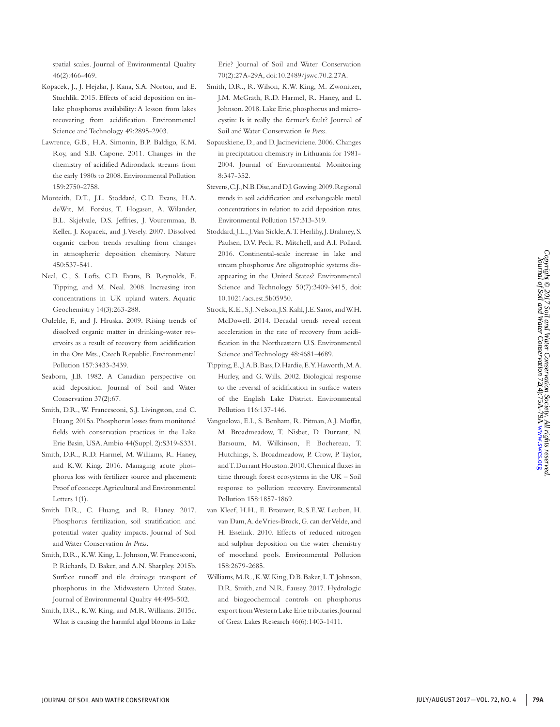spatial scales. Journal of Environmental Quality 46(2):466-469.

Kopacek, J., J. Hejzlar, J. Kana, S.A. Norton, and E. Stuchlik. 2015. Effects of acid deposition on in-lake phosphorus availability: A lesson from lakes recovering from acidification. Environmental Science and Technology 49:2895-2903.

Lawrence, G.B., H.A. Simonin, B.P. Baldigo, K.M. Roy, and S.B. Capone. 2011. Changes in the chemistry of acidified Adirondack streams from the early 1980s to 2008. Environmental Pollution 159:2750-2758.

Monteith, D.T., J.L. Stoddard, C.D. Evans, H.A. deWit, M. Forsius, T. Hogasen, A. Wilander, B.L. Skjelvale, D.S. Jeffries, J. Vouremmaa, B. Keller, J. Kopacek, and J. Vesely. 2007. Dissolved organic carbon trends resulting from changes in atmospheric deposition chemistry. Nature 450:537-541.

Neal, C., S. Lofts, C.D. Evans, B. Reynolds, E. Tipping, and M. Neal. 2008. Increasing iron concentrations in UK upland waters. Aquatic Geochemistry 14(3):263-288.

Oulehle, F., and J. Hruska. 2009. Rising trends of dissolved organic matter in drinking-water reservoirs as a result of recovery from acidification in the Ore Mts., Czech Republic. Environmental Pollution 157:3433-3439.

Seaborn, J.B. 1982. A Canadian perspective on acid deposition. Journal of Soil and Water Conservation 37(2):67.

Smith, D.R., W. Francesconi, S.J. Livingston, and C. Huang. 2015a. Phosphorus losses from monitored fields with conservation practices in the Lake Erie Basin, USA. Ambio 44(Suppl. 2):S319-S331.

Smith, D.R., R.D. Harmel, M. Williams, R. Haney, and K.W. King. 2016. Managing acute phosphorus loss with fertilizer source and placement: Proof of concept. Agricultural and Environmental Letters 1(1).

Smith D.R., C. Huang, and R. Haney. 2017. Phosphorus fertilization, soil stratification and potential water quality impacts. Journal of Soil and Water Conservation *In Press*.

Smith, D.R., K.W. King, L. Johnson, W. Francesconi, P. Richards, D. Baker, and A.N. Sharpley. 2015b. Surface runoff and tile drainage transport of phosphorus in the Midwestern United States. Journal of Environmental Quality 44:495-502.

Smith, D.R., K.W. King, and M.R. Williams. 2015c. What is causing the harmful algal blooms in Lake Erie? Journal of Soil and Water Conservation 70(2):27A-29A, doi:10.2489/jswc.70.2.27A.

Smith, D.R., R. Wilson, K.W. King, M. Zwonitzer, J.M. McGrath, R.D. Harmel, R. Haney, and L. Johnson. 2018. Lake Erie, phosphorus and microcystin: Is it really the farmer's fault? Journal of Soil and Water Conservation *In Press*.

Sopauskiene, D., and D. Jacineviciene. 2006. Changes in precipitation chemistry in Lithuania for 1981-2004. Journal of Environmental Monitoring 8:347-352.

Stevens, C.J., N.B. Dise, and D.J. Gowing. 2009. Regional trends in soil acidification and exchangeable metal concentrations in relation to acid deposition rates. Environmental Pollution 157:313-319.

Stoddard, J.L., J. Van Sickle, A.T. Herlihy, J. Brahney, S. Paulsen, D.V. Peck, R. Mitchell, and A.I. Pollard. 2016. Continental-scale increase in lake and stream phosphorus: Are oligotrophic systems disappearing in the United States? Environmental Science and Technology 50(7):3409-3415, doi: 10.1021/acs.est.5b05950.

Strock, K.E., S.J. Nelson, J.S. Kahl, J.E. Saros, and W.H. McDowell. 2014. Decadal trends reveal recent acceleration in the rate of recovery from acidification in the Northeastern U.S. Environmental Science and Technology 48:4681-4689.

Tipping, E., J.A.B. Bass, D. Hardie, E.Y. Haworth, M.A. Hurley, and G. Wills. 2002. Biological response to the reversal of acidification in surface waters of the English Lake District. Environmental Pollution 116:137-146.

Vanguelova, E.I., S. Benham, R. Pitman, A.J. Moffat, M. Broadmeadow, T. Nisbet, D. Durrant, N. Barsoum, M. Wilkinson, F. Bochereau, T. Hutchings, S. Broadmeadow, P. Crow, P. Taylor, and T. Durrant Houston. 2010. Chemical fluxes in time through forest ecosystems in the UK – Soil response to pollution recovery. Environmental Pollution 158:1857-1869.

van Kleef, H.H., E. Brouwer, R.S.E.W. Leuben, H. van Dam, A. de Vries-Brock, G. can der Velde, and H. Esselink. 2010. Effects of reduced nitrogen and sulphur deposition on the water chemistry of moorland pools. Environmental Pollution 158:2679-2685.

Williams, M.R., K.W. King, D.B. Baker, L.T. Johnson, D.R. Smith, and N.R. Fausey. 2017. Hydrologic and biogeochemical controls on phosphorus export from Western Lake Erie tributaries. Journal of Great Lakes Research 46(6):1403-1411.